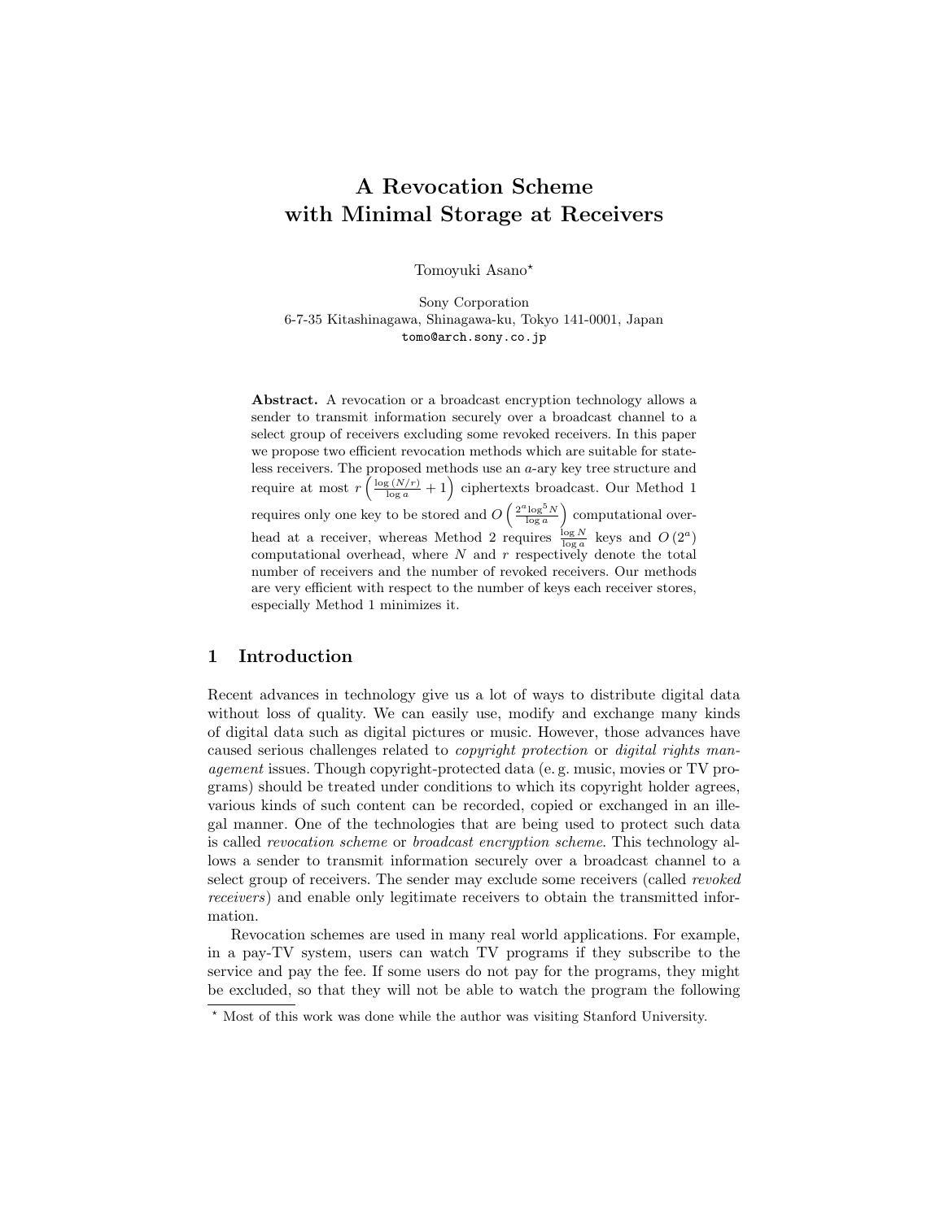# A Revocation Scheme with Minimal Storage at Receivers

Tomoyuki Asano[*]

Sony Corporation
6-7-35 Kitashinagawa, Shinagawa-ku, Tokyo 141-0001, Japan
tomo@arch.sony.co.jp

**Abstract.** A revocation or a broadcast encryption technology allows a sender to transmit information securely over a broadcast channel to a select group of receivers excluding some revoked receivers. In this paper we propose two efficient revocation methods which are suitable for stateless receivers. The proposed methods use an $a$-ary key tree structure and require at most $r\left(\frac{\log(N/r)}{\log a}+1\right)$ ciphertexts broadcast. Our Method 1 requires only one key to be stored and $O\left(\frac{2^a \log^5 N}{\log a}\right)$ computational overhead at a receiver, whereas Method 2 requires $\frac{\log N}{\log a}$ keys and $O(2^a)$ computational overhead, where $N$ and $r$ respectively denote the total number of receivers and the number of revoked receivers. Our methods are very efficient with respect to the number of keys each receiver stores, especially Method 1 minimizes it.

## 1 Introduction

Recent advances in technology give us a lot of ways to distribute digital data without loss of quality. We can easily use, modify and exchange many kinds of digital data such as digital pictures or music. However, those advances have caused serious challenges related to *copyright protection* or *digital rights management* issues. Though copyright-protected data (e. g. music, movies or TV programs) should be treated under conditions to which its copyright holder agrees, various kinds of such content can be recorded, copied or exchanged in an illegal manner. One of the technologies that are being used to protect such data is called *revocation scheme* or *broadcast encryption scheme*. This technology allows a sender to transmit information securely over a broadcast channel to a select group of receivers. The sender may exclude some receivers (called *revoked receivers*) and enable only legitimate receivers to obtain the transmitted information.

Revocation schemes are used in many real world applications. For example, in a pay-TV system, users can watch TV programs if they subscribe to the service and pay the fee. If some users do not pay for the programs, they might be excluded, so that they will not be able to watch the program the following

[*] Most of this work was done while the author was visiting Stanford University.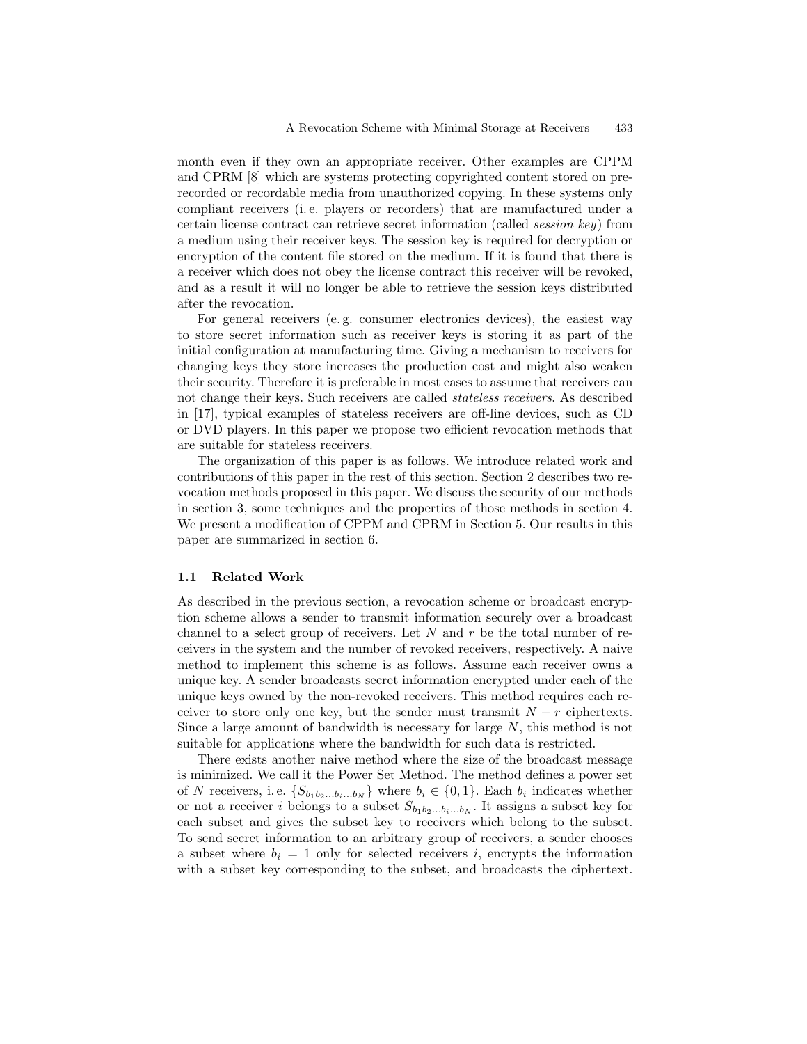month even if they own an appropriate receiver. Other examples are CPPM and CPRM [8] which are systems protecting copyrighted content stored on prerecorded or recordable media from unauthorized copying. In these systems only compliant receivers (i. e. players or recorders) that are manufactured under a certain license contract can retrieve secret information (called *session key*) from a medium using their receiver keys. The session key is required for decryption or encryption of the content file stored on the medium. If it is found that there is a receiver which does not obey the license contract this receiver will be revoked, and as a result it will no longer be able to retrieve the session keys distributed after the revocation.

For general receivers (e. g. consumer electronics devices), the easiest way to store secret information such as receiver keys is storing it as part of the initial configuration at manufacturing time. Giving a mechanism to receivers for changing keys they store increases the production cost and might also weaken their security. Therefore it is preferable in most cases to assume that receivers can not change their keys. Such receivers are called *stateless receivers*. As described in [17], typical examples of stateless receivers are off-line devices, such as CD or DVD players. In this paper we propose two efficient revocation methods that are suitable for stateless receivers.

The organization of this paper is as follows. We introduce related work and contributions of this paper in the rest of this section. Section 2 describes two revocation methods proposed in this paper. We discuss the security of our methods in section 3, some techniques and the properties of those methods in section 4. We present a modification of CPPM and CPRM in Section 5. Our results in this paper are summarized in section 6.

### 1.1 Related Work

As described in the previous section, a revocation scheme or broadcast encryption scheme allows a sender to transmit information securely over a broadcast channel to a select group of receivers. Let $N$ and $r$ be the total number of receivers in the system and the number of revoked receivers, respectively. A naive method to implement this scheme is as follows. Assume each receiver owns a unique key. A sender broadcasts secret information encrypted under each of the unique keys owned by the non-revoked receivers. This method requires each receiver to store only one key, but the sender must transmit $N - r$ ciphertexts. Since a large amount of bandwidth is necessary for large $N$, this method is not suitable for applications where the bandwidth for such data is restricted.

There exists another naive method where the size of the broadcast message is minimized. We call it the Power Set Method. The method defines a power set of $N$ receivers, i. e. $\{S_{b_1 b_2 \ldots b_i \ldots b_N}\}$ where $b_i \in \{0, 1\}$. Each $b_i$ indicates whether or not a receiver $i$ belongs to a subset $S_{b_1 b_2 \ldots b_i \ldots b_N}$. It assigns a subset key for each subset and gives the subset key to receivers which belong to the subset. To send secret information to an arbitrary group of receivers, a sender chooses a subset where $b_i = 1$ only for selected receivers $i$, encrypts the information with a subset key corresponding to the subset, and broadcasts the ciphertext.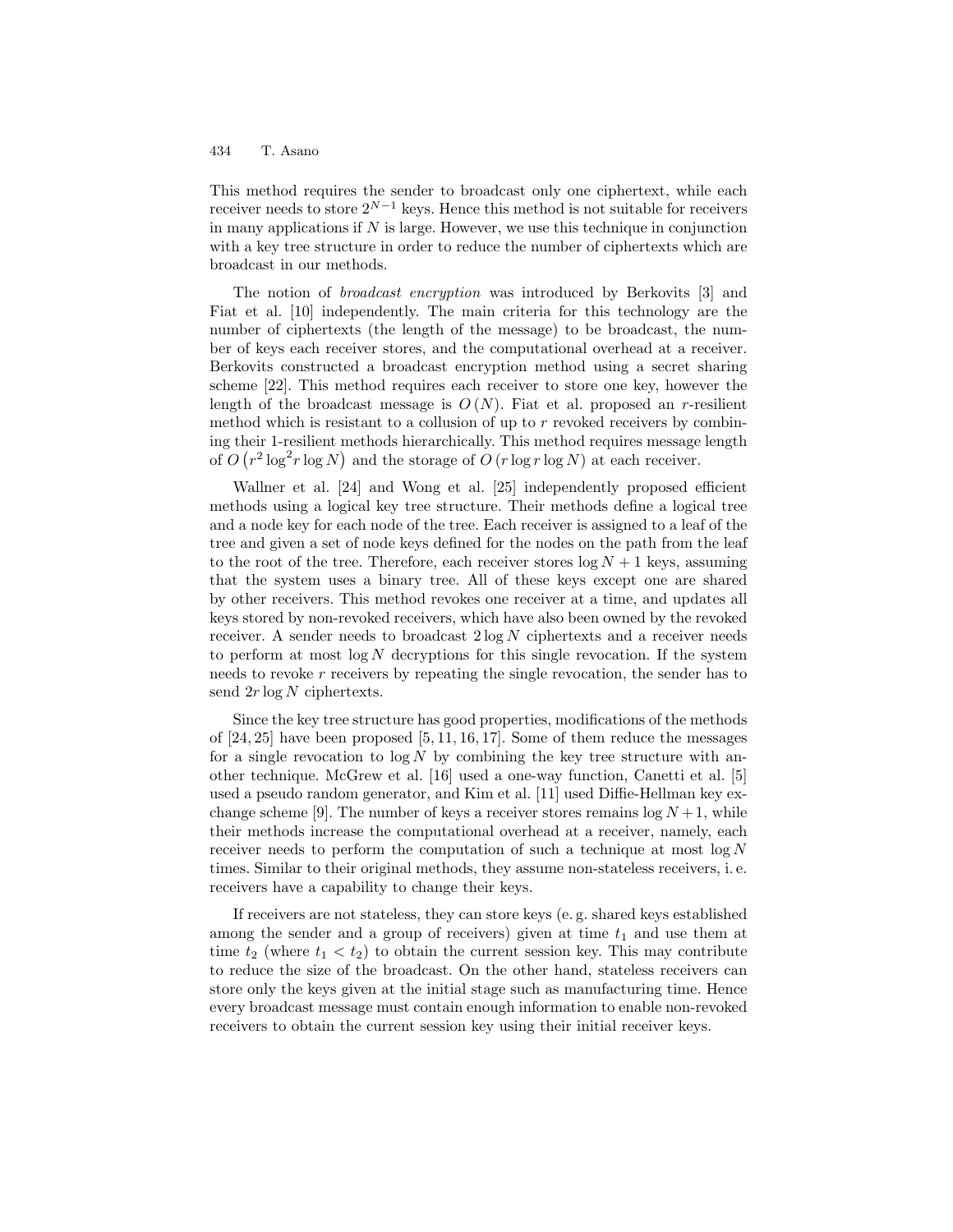This method requires the sender to broadcast only one ciphertext, while each receiver needs to store $2^{N-1}$ keys. Hence this method is not suitable for receivers in many applications if $N$ is large. However, we use this technique in conjunction with a key tree structure in order to reduce the number of ciphertexts which are broadcast in our methods.

The notion of *broadcast encryption* was introduced by Berkovits [3] and Fiat et al. [10] independently. The main criteria for this technology are the number of ciphertexts (the length of the message) to be broadcast, the number of keys each receiver stores, and the computational overhead at a receiver. Berkovits constructed a broadcast encryption method using a secret sharing scheme [22]. This method requires each receiver to store one key, however the length of the broadcast message is $O(N)$. Fiat et al. proposed an $r$-resilient method which is resistant to a collusion of up to $r$ revoked receivers by combining their 1-resilient methods hierarchically. This method requires message length of $O\left(r^2 \log^2 r \log N\right)$ and the storage of $O\left(r \log r \log N\right)$ at each receiver.

Wallner et al. [24] and Wong et al. [25] independently proposed efficient methods using a logical key tree structure. Their methods define a logical tree and a node key for each node of the tree. Each receiver is assigned to a leaf of the tree and given a set of node keys defined for the nodes on the path from the leaf to the root of the tree. Therefore, each receiver stores $\log N + 1$ keys, assuming that the system uses a binary tree. All of these keys except one are shared by other receivers. This method revokes one receiver at a time, and updates all keys stored by non-revoked receivers, which have also been owned by the revoked receiver. A sender needs to broadcast $2 \log N$ ciphertexts and a receiver needs to perform at most $\log N$ decryptions for this single revocation. If the system needs to revoke $r$ receivers by repeating the single revocation, the sender has to send $2r \log N$ ciphertexts.

Since the key tree structure has good properties, modifications of the methods of [24, 25] have been proposed [5, 11, 16, 17]. Some of them reduce the messages for a single revocation to $\log N$ by combining the key tree structure with another technique. McGrew et al. [16] used a one-way function, Canetti et al. [5] used a pseudo random generator, and Kim et al. [11] used Diffie-Hellman key exchange scheme [9]. The number of keys a receiver stores remains $\log N + 1$, while their methods increase the computational overhead at a receiver, namely, each receiver needs to perform the computation of such a technique at most $\log N$ times. Similar to their original methods, they assume non-stateless receivers, i. e. receivers have a capability to change their keys.

If receivers are not stateless, they can store keys (e. g. shared keys established among the sender and a group of receivers) given at time $t_1$ and use them at time $t_2$ (where $t_1 < t_2$) to obtain the current session key. This may contribute to reduce the size of the broadcast. On the other hand, stateless receivers can store only the keys given at the initial stage such as manufacturing time. Hence every broadcast message must contain enough information to enable non-revoked receivers to obtain the current session key using their initial receiver keys.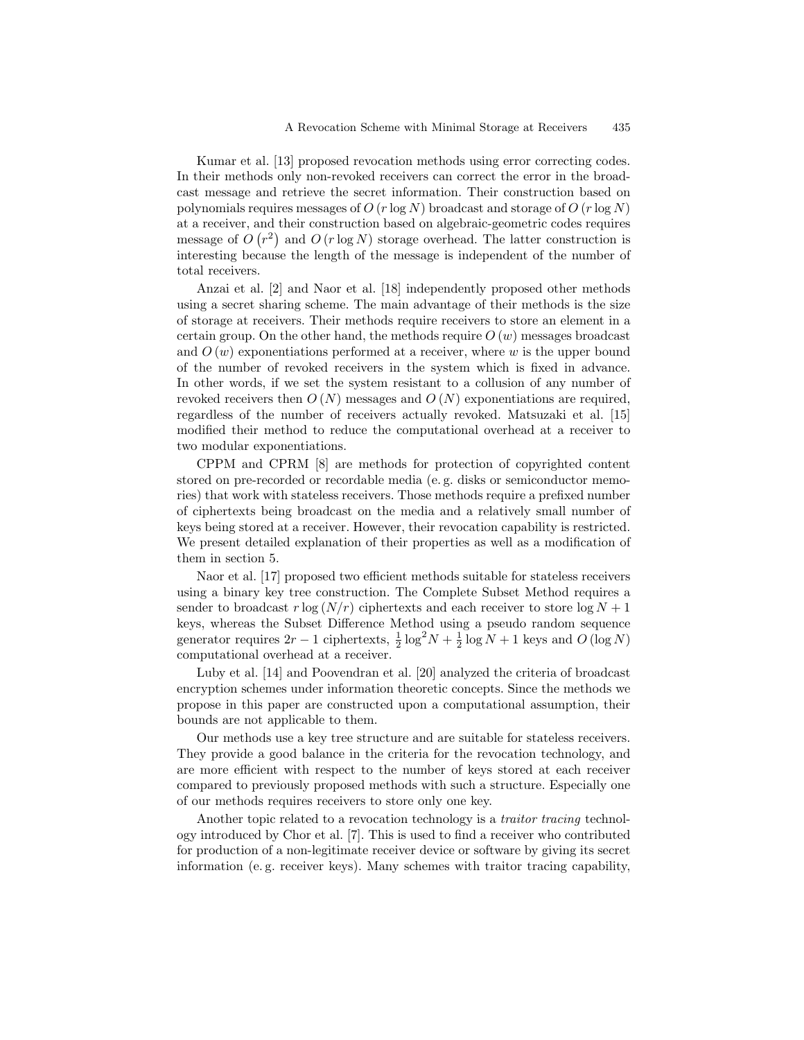Kumar et al. [13] proposed revocation methods using error correcting codes. In their methods only non-revoked receivers can correct the error in the broadcast message and retrieve the secret information. Their construction based on polynomials requires messages of $O(r \log N)$ broadcast and storage of $O(r \log N)$ at a receiver, and their construction based on algebraic-geometric codes requires message of $O(r^2)$ and $O(r \log N)$ storage overhead. The latter construction is interesting because the length of the message is independent of the number of total receivers.

Anzai et al. [2] and Naor et al. [18] independently proposed other methods using a secret sharing scheme. The main advantage of their methods is the size of storage at receivers. Their methods require receivers to store an element in a certain group. On the other hand, the methods require $O(w)$ messages broadcast and $O(w)$ exponentiations performed at a receiver, where $w$ is the upper bound of the number of revoked receivers in the system which is fixed in advance. In other words, if we set the system resistant to a collusion of any number of revoked receivers then $O(N)$ messages and $O(N)$ exponentiations are required, regardless of the number of receivers actually revoked. Matsuzaki et al. [15] modified their method to reduce the computational overhead at a receiver to two modular exponentiations.

CPPM and CPRM [8] are methods for protection of copyrighted content stored on pre-recorded or recordable media (e. g. disks or semiconductor memories) that work with stateless receivers. Those methods require a prefixed number of ciphertexts being broadcast on the media and a relatively small number of keys being stored at a receiver. However, their revocation capability is restricted. We present detailed explanation of their properties as well as a modification of them in section 5.

Naor et al. [17] proposed two efficient methods suitable for stateless receivers using a binary key tree construction. The Complete Subset Method requires a sender to broadcast $r \log (N/r)$ ciphertexts and each receiver to store $\log N + 1$ keys, whereas the Subset Difference Method using a pseudo random sequence generator requires $2r - 1$ ciphertexts, $\frac{1}{2} \log^2 N + \frac{1}{2} \log N + 1$ keys and $O(\log N)$ computational overhead at a receiver.

Luby et al. [14] and Poovendran et al. [20] analyzed the criteria of broadcast encryption schemes under information theoretic concepts. Since the methods we propose in this paper are constructed upon a computational assumption, their bounds are not applicable to them.

Our methods use a key tree structure and are suitable for stateless receivers. They provide a good balance in the criteria for the revocation technology, and are more efficient with respect to the number of keys stored at each receiver compared to previously proposed methods with such a structure. Especially one of our methods requires receivers to store only one key.

Another topic related to a revocation technology is a *traitor tracing* technology introduced by Chor et al. [7]. This is used to find a receiver who contributed for production of a non-legitimate receiver device or software by giving its secret information (e. g. receiver keys). Many schemes with traitor tracing capability,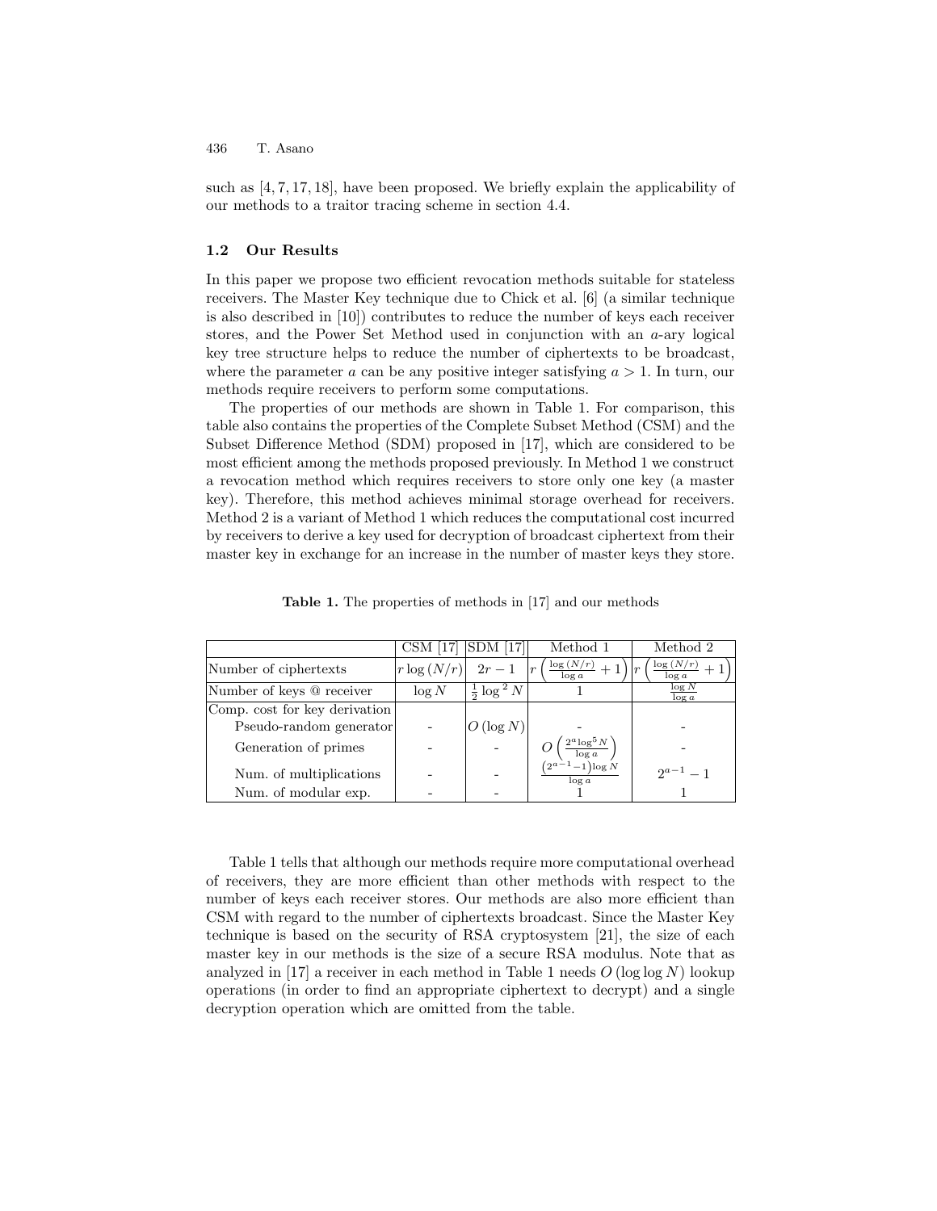such as [4, 7, 17, 18], have been proposed. We briefly explain the applicability of our methods to a traitor tracing scheme in section 4.4.

### 1.2 Our Results

In this paper we propose two efficient revocation methods suitable for stateless receivers. The Master Key technique due to Chick et al. [6] (a similar technique is also described in [10]) contributes to reduce the number of keys each receiver stores, and the Power Set Method used in conjunction with an $a$-ary logical key tree structure helps to reduce the number of ciphertexts to be broadcast, where the parameter $a$ can be any positive integer satisfying $a > 1$. In turn, our methods require receivers to perform some computations.

The properties of our methods are shown in Table 1. For comparison, this table also contains the properties of the Complete Subset Method (CSM) and the Subset Difference Method (SDM) proposed in [17], which are considered to be most efficient among the methods proposed previously. In Method 1 we construct a revocation method which requires receivers to store only one key (a master key). Therefore, this method achieves minimal storage overhead for receivers. Method 2 is a variant of Method 1 which reduces the computational cost incurred by receivers to derive a key used for decryption of broadcast ciphertext from their master key in exchange for an increase in the number of master keys they store.

**Table 1.** The properties of methods in [17] and our methods

| | CSM [17] | SDM [17] | Method 1 | Method 2 |
|---|---|---|---|---|
| Number of ciphertexts | $r \log(N/r)$ | $2r-1$ | $r\left(\frac{\log(N/r)}{\log a}+1\right)$ | $r\left(\frac{\log(N/r)}{\log a}+1\right)$ |
| Number of keys @ receiver | $\log N$ | $\frac{1}{2}\log^2 N$ | 1 | $\frac{\log N}{\log a}$ |
| Comp. cost for key derivation | | | | |
| Pseudo-random generator | - | $O(\log N)$ | - | - |
| Generation of primes | - | - | $O\left(\frac{2^a \log^5 N}{\log a}\right)$ | - |
| Num. of multiplications | - | - | $\frac{\left(2^{a-1}-1\right)\log N}{\log a}$ | $2^{a-1}-1$ |
| Num. of modular exp. | - | - | 1 | 1 |

Table 1 tells that although our methods require more computational overhead of receivers, they are more efficient than other methods with respect to the number of keys each receiver stores. Our methods are also more efficient than CSM with regard to the number of ciphertexts broadcast. Since the Master Key technique is based on the security of RSA cryptosystem [21], the size of each master key in our methods is the size of a secure RSA modulus. Note that as analyzed in [17] a receiver in each method in Table 1 needs $O(\log \log N)$ lookup operations (in order to find an appropriate ciphertext to decrypt) and a single decryption operation which are omitted from the table.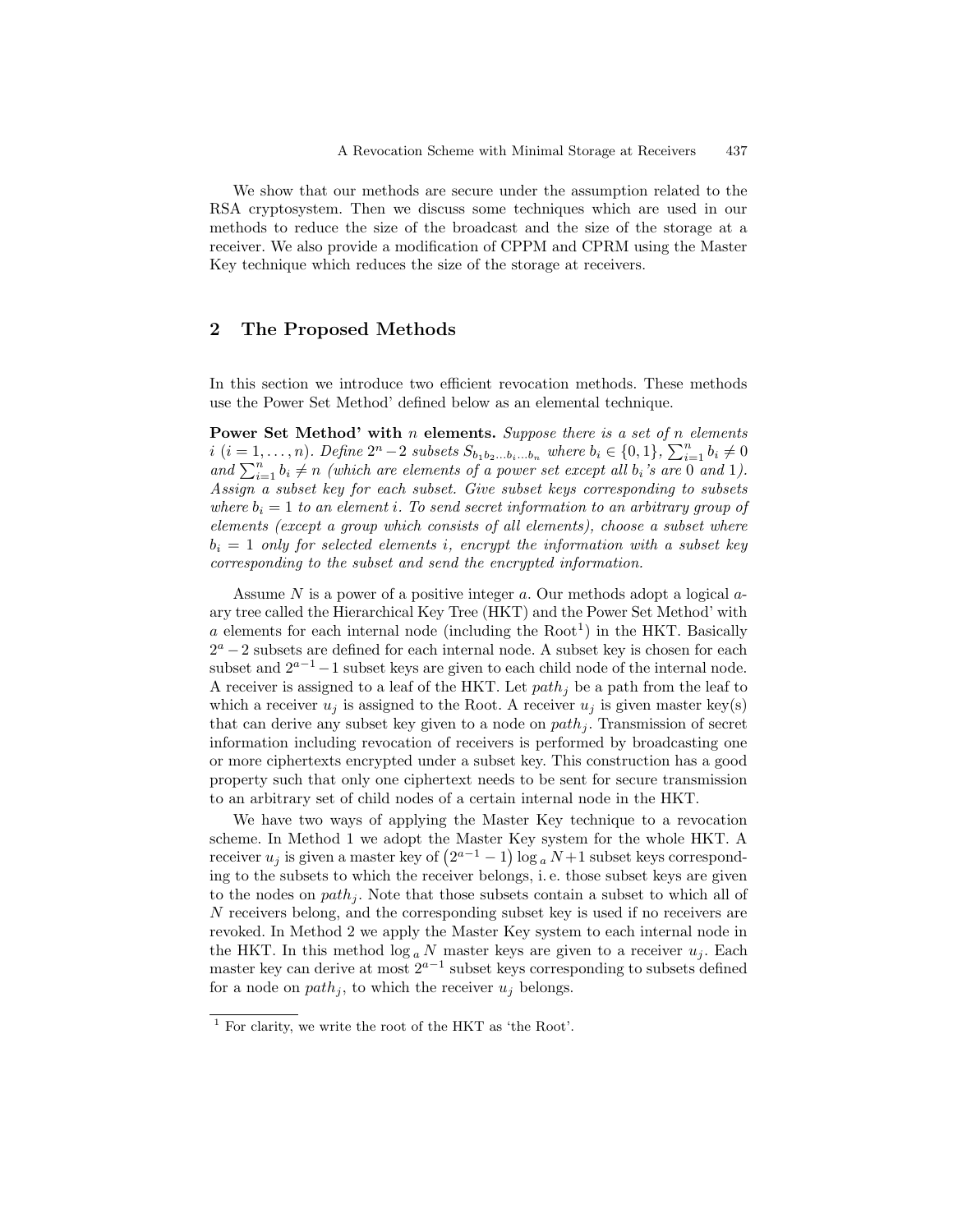We show that our methods are secure under the assumption related to the RSA cryptosystem. Then we discuss some techniques which are used in our methods to reduce the size of the broadcast and the size of the storage at a receiver. We also provide a modification of CPPM and CPRM using the Master Key technique which reduces the size of the storage at receivers.

## 2 The Proposed Methods

In this section we introduce two efficient revocation methods. These methods use the Power Set Method' defined below as an elemental technique.

**Power Set Method' with $n$ elements.** *Suppose there is a set of $n$ elements $i$ $(i = 1, \ldots, n)$. Define $2^n - 2$ subsets $S_{b_1 b_2 \ldots b_i \ldots b_n}$ where $b_i \in \{0, 1\}$, $\sum_{i=1}^{n} b_i \neq 0$ and $\sum_{i=1}^{n} b_i \neq n$ (which are elements of a power set except all $b_i$'s are 0 and 1). Assign a subset key for each subset. Give subset keys corresponding to subsets where $b_i = 1$ to an element $i$. To send secret information to an arbitrary group of elements (except a group which consists of all elements), choose a subset where $b_i = 1$ only for selected elements $i$, encrypt the information with a subset key corresponding to the subset and send the encrypted information.*

Assume $N$ is a power of a positive integer $a$. Our methods adopt a logical $a$-ary tree called the Hierarchical Key Tree (HKT) and the Power Set Method' with $a$ elements for each internal node (including the Root[1]) in the HKT. Basically $2^a - 2$ subsets are defined for each internal node. A subset key is chosen for each subset and $2^{a-1} - 1$ subset keys are given to each child node of the internal node. A receiver is assigned to a leaf of the HKT. Let $path_j$ be a path from the leaf to which a receiver $u_j$ is assigned to the Root. A receiver $u_j$ is given master key(s) that can derive any subset key given to a node on $path_j$. Transmission of secret information including revocation of receivers is performed by broadcasting one or more ciphertexts encrypted under a subset key. This construction has a good property such that only one ciphertext needs to be sent for secure transmission to an arbitrary set of child nodes of a certain internal node in the HKT.

We have two ways of applying the Master Key technique to a revocation scheme. In Method 1 we adopt the Master Key system for the whole HKT. A receiver $u_j$ is given a master key of $\left(2^{a-1} - 1\right) \log_a N + 1$ subset keys corresponding to the subsets to which the receiver belongs, i. e. those subset keys are given to the nodes on $path_j$. Note that those subsets contain a subset to which all of $N$ receivers belong, and the corresponding subset key is used if no receivers are revoked. In Method 2 we apply the Master Key system to each internal node in the HKT. In this method $\log_a N$ master keys are given to a receiver $u_j$. Each master key can derive at most $2^{a-1}$ subset keys corresponding to subsets defined for a node on $path_j$, to which the receiver $u_j$ belongs.

[1] For clarity, we write the root of the HKT as 'the Root'.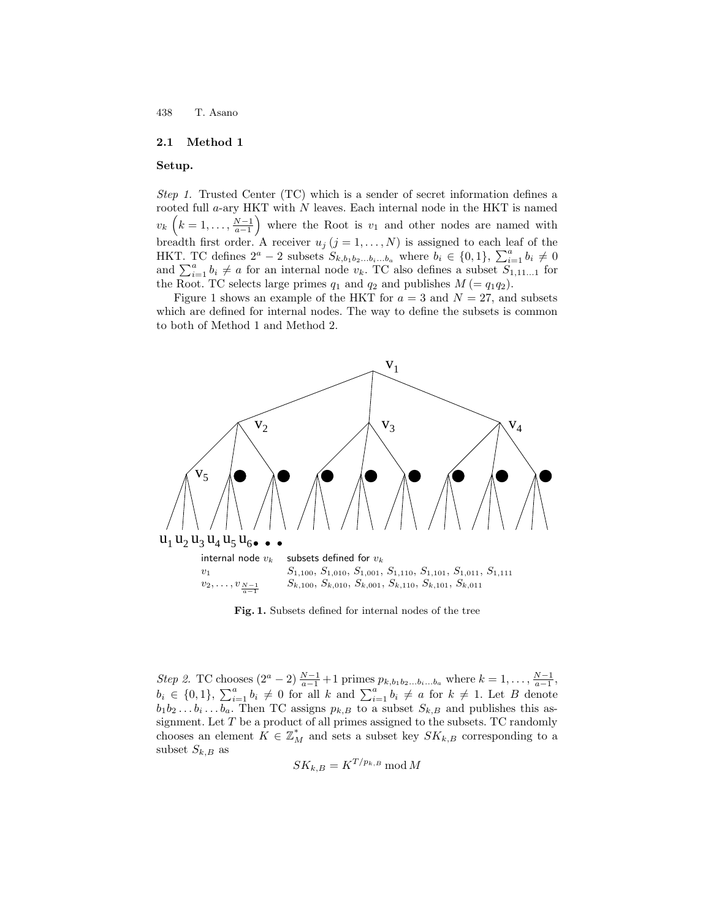## 2.1 Method 1

**Setup.**

*Step 1.* Trusted Center (TC) which is a sender of secret information defines a rooted full $a$-ary HKT with $N$ leaves. Each internal node in the HKT is named $v_k \left(k = 1, \ldots, \frac{N-1}{a-1}\right)$ where the Root is $v_1$ and other nodes are named with breadth first order. A receiver $u_j$ $(j = 1, \ldots, N)$ is assigned to each leaf of the HKT. TC defines $2^a - 2$ subsets $S_{k,b_1 b_2 \ldots b_i \ldots b_a}$ where $b_i \in \{0, 1\}$, $\sum_{i=1}^{a} b_i \neq 0$ and $\sum_{i=1}^{a} b_i \neq a$ for an internal node $v_k$. TC also defines a subset $S_{1,11\ldots1}$ for the Root. TC selects large primes $q_1$ and $q_2$ and publishes $M (= q_1 q_2)$.

Figure 1 shows an example of the HKT for $a = 3$ and $N = 27$, and subsets which are defined for internal nodes. The way to define the subsets is common to both of Method 1 and Method 2.

| internal node $v_k$ | subsets defined for $v_k$ |
|---|---|
| $v_1$ | $S_{1,100}$, $S_{1,010}$, $S_{1,001}$, $S_{1,110}$, $S_{1,101}$, $S_{1,011}$, $S_{1,111}$ |
| $v_2, \ldots, v_{\frac{N-1}{a-1}}$ | $S_{k,100}$, $S_{k,010}$, $S_{k,001}$, $S_{k,110}$, $S_{k,101}$, $S_{k,011}$ |

**Fig. 1.** Subsets defined for internal nodes of the tree

*Step 2.* TC chooses $(2^a - 2)\frac{N-1}{a-1} + 1$ primes $p_{k,b_1 b_2 \ldots b_i \ldots b_a}$ where $k = 1, \ldots, \frac{N-1}{a-1}$, $b_i \in \{0, 1\}$, $\sum_{i=1}^{a} b_i \neq 0$ for all $k$ and $\sum_{i=1}^{a} b_i \neq a$ for $k \neq 1$. Let $B$ denote $b_1 b_2 \ldots b_i \ldots b_a$. Then TC assigns $p_{k,B}$ to a subset $S_{k,B}$ and publishes this assignment. Let $T$ be a product of all primes assigned to the subsets. TC randomly chooses an element $K \in \mathbb{Z}_M^*$ and sets a subset key $SK_{k,B}$ corresponding to a subset $S_{k,B}$ as

$$SK_{k,B} = K^{T/p_{k,B}} \bmod M$$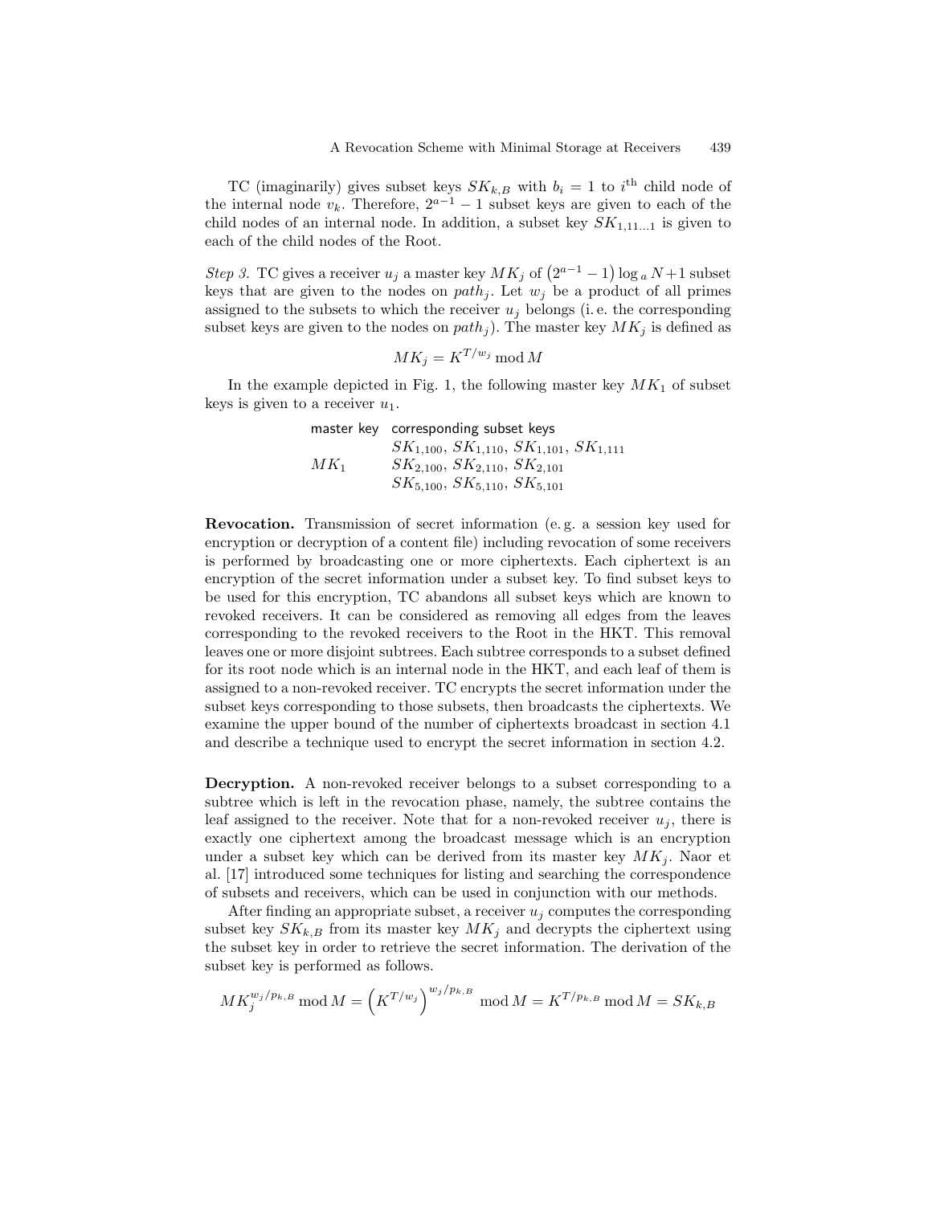TC (imaginarily) gives subset keys $SK_{k,B}$ with $b_i = 1$ to $i^{\text{th}}$ child node of the internal node $v_k$. Therefore, $2^{a-1} - 1$ subset keys are given to each of the child nodes of an internal node. In addition, a subset key $SK_{1,11\ldots1}$ is given to each of the child nodes of the Root.

*Step 3.* TC gives a receiver $u_j$ a master key $MK_j$ of $\left(2^{a-1} - 1\right) \log_a N + 1$ subset keys that are given to the nodes on $path_j$. Let $w_j$ be a product of all primes assigned to the subsets to which the receiver $u_j$ belongs (i. e. the corresponding subset keys are given to the nodes on $path_j$). The master key $MK_j$ is defined as

$$MK_j = K^{T/w_j} \bmod M$$

In the example depicted in Fig. 1, the following master key $MK_1$ of subset keys is given to a receiver $u_1$.

| master key | corresponding subset keys |
|---|---|
| | $SK_{1,100}$, $SK_{1,110}$, $SK_{1,101}$, $SK_{1,111}$ |
| $MK_1$ | $SK_{2,100}$, $SK_{2,110}$, $SK_{2,101}$ |
| | $SK_{5,100}$, $SK_{5,110}$, $SK_{5,101}$ |

**Revocation.** Transmission of secret information (e. g. a session key used for encryption or decryption of a content file) including revocation of some receivers is performed by broadcasting one or more ciphertexts. Each ciphertext is an encryption of the secret information under a subset key. To find subset keys to be used for this encryption, TC abandons all subset keys which are known to revoked receivers. It can be considered as removing all edges from the leaves corresponding to the revoked receivers to the Root in the HKT. This removal leaves one or more disjoint subtrees. Each subtree corresponds to a subset defined for its root node which is an internal node in the HKT, and each leaf of them is assigned to a non-revoked receiver. TC encrypts the secret information under the subset keys corresponding to those subsets, then broadcasts the ciphertexts. We examine the upper bound of the number of ciphertexts broadcast in section 4.1 and describe a technique used to encrypt the secret information in section 4.2.

**Decryption.** A non-revoked receiver belongs to a subset corresponding to a subtree which is left in the revocation phase, namely, the subtree contains the leaf assigned to the receiver. Note that for a non-revoked receiver $u_j$, there is exactly one ciphertext among the broadcast message which is an encryption under a subset key which can be derived from its master key $MK_j$. Naor et al. [17] introduced some techniques for listing and searching the correspondence of subsets and receivers, which can be used in conjunction with our methods.

After finding an appropriate subset, a receiver $u_j$ computes the corresponding subset key $SK_{k,B}$ from its master key $MK_j$ and decrypts the ciphertext using the subset key in order to retrieve the secret information. The derivation of the subset key is performed as follows.

$$MK_j^{w_j/p_{k,B}} \bmod M = \left(K^{T/w_j}\right)^{w_j/p_{k,B}} \bmod M = K^{T/p_{k,B}} \bmod M = SK_{k,B}$$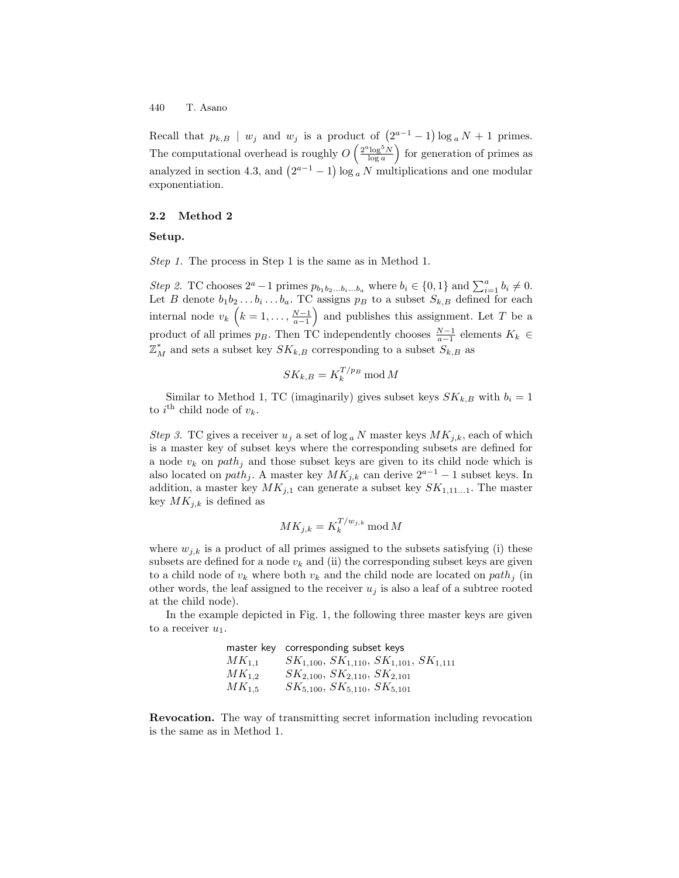Recall that $p_{k,B} \mid w_j$ and $w_j$ is a product of $\left(2^{a-1}-1\right)\log_a N + 1$ primes. The computational overhead is roughly $O\left(\frac{2^a \log^5 N}{\log a}\right)$ for generation of primes as analyzed in section 4.3, and $\left(2^{a-1}-1\right)\log_a N$ multiplications and one modular exponentiation.

### 2.2 Method 2

**Setup.**

*Step 1.* The process in Step 1 is the same as in Method 1.

*Step 2.* TC chooses $2^a - 1$ primes $p_{b_1 b_2 \ldots b_i \ldots b_a}$ where $b_i \in \{0,1\}$ and $\sum_{i=1}^{a} b_i \neq 0$. Let $B$ denote $b_1 b_2 \ldots b_i \ldots b_a$. TC assigns $p_B$ to a subset $S_{k,B}$ defined for each internal node $v_k$ $\left(k = 1, \ldots, \frac{N-1}{a-1}\right)$ and publishes this assignment. Let $T$ be a product of all primes $p_B$. Then TC independently chooses $\frac{N-1}{a-1}$ elements $K_k \in \mathbb{Z}_M^*$ and sets a subset key $SK_{k,B}$ corresponding to a subset $S_{k,B}$ as

$$SK_{k,B} = K_k^{T/p_B} \bmod M$$

Similar to Method 1, TC (imaginarily) gives subset keys $SK_{k,B}$ with $b_i = 1$ to $i^{\text{th}}$ child node of $v_k$.

*Step 3.* TC gives a receiver $u_j$ a set of $\log_a N$ master keys $MK_{j,k}$, each of which is a master key of subset keys where the corresponding subsets are defined for a node $v_k$ on $path_j$ and those subset keys are given to its child node which is also located on $path_j$. A master key $MK_{j,k}$ can derive $2^{a-1} - 1$ subset keys. In addition, a master key $MK_{j,1}$ can generate a subset key $SK_{1,11\ldots1}$. The master key $MK_{j,k}$ is defined as

$$MK_{j,k} = K_k^{T/w_{j,k}} \bmod M$$

where $w_{j,k}$ is a product of all primes assigned to the subsets satisfying (i) these subsets are defined for a node $v_k$ and (ii) the corresponding subset keys are given to a child node of $v_k$ where both $v_k$ and the child node are located on $path_j$ (in other words, the leaf assigned to the receiver $u_j$ is also a leaf of a subtree rooted at the child node).

In the example depicted in Fig. 1, the following three master keys are given to a receiver $u_1$.

| master key | corresponding subset keys |
|---|---|
| $MK_{1,1}$ | $SK_{1,100}$, $SK_{1,110}$, $SK_{1,101}$, $SK_{1,111}$ |
| $MK_{1,2}$ | $SK_{2,100}$, $SK_{2,110}$, $SK_{2,101}$ |
| $MK_{1,5}$ | $SK_{5,100}$, $SK_{5,110}$, $SK_{5,101}$ |

**Revocation.** The way of transmitting secret information including revocation is the same as in Method 1.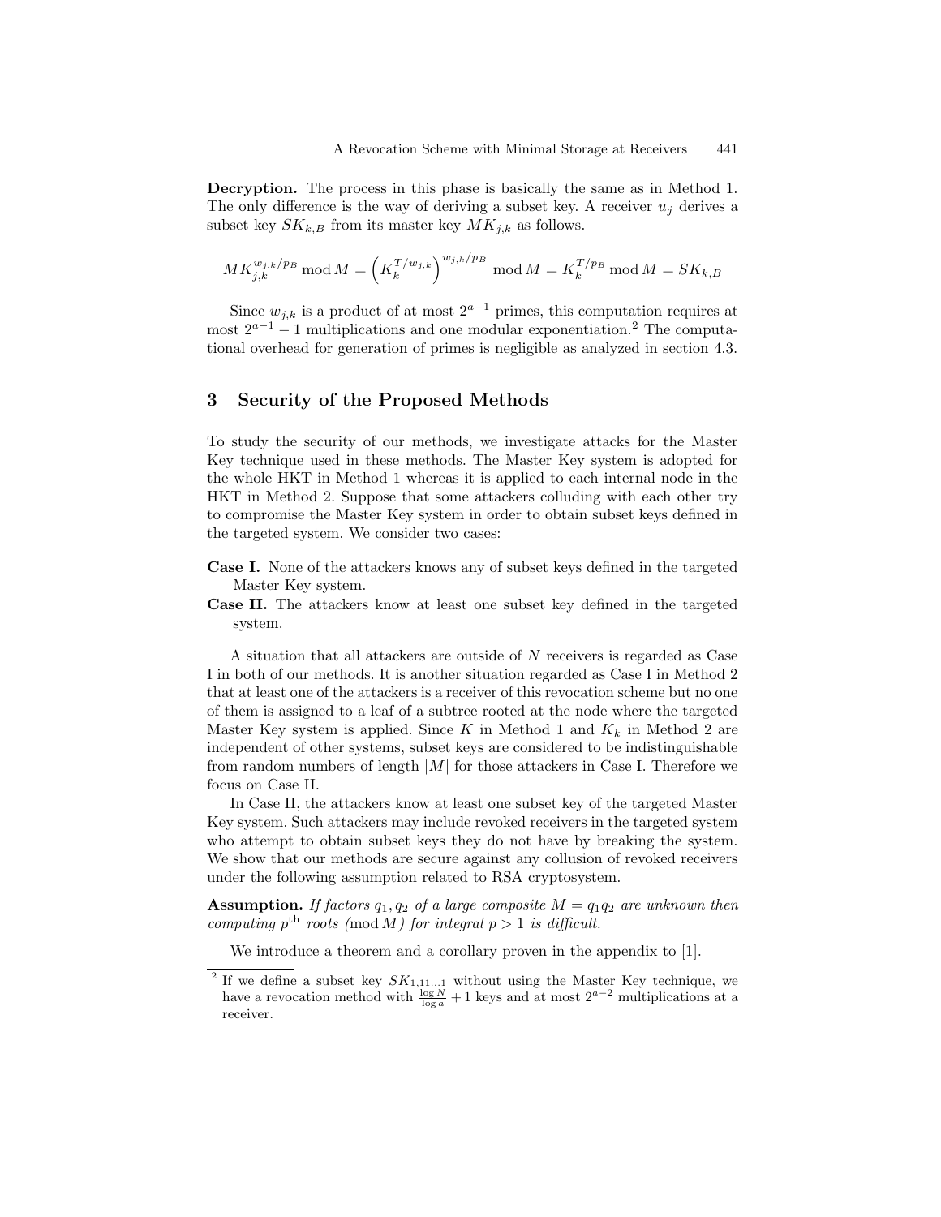**Decryption.** The process in this phase is basically the same as in Method 1. The only difference is the way of deriving a subset key. A receiver $u_j$ derives a subset key $SK_{k,B}$ from its master key $MK_{j,k}$ as follows.

$$MK_{j,k}^{w_{j,k}/p_B} \bmod M = \left(K_k^{T/w_{j,k}}\right)^{w_{j,k}/p_B} \bmod M = K_k^{T/p_B} \bmod M = SK_{k,B}$$

Since $w_{j,k}$ is a product of at most $2^{a-1}$ primes, this computation requires at most $2^{a-1} - 1$ multiplications and one modular exponentiation.[2] The computational overhead for generation of primes is negligible as analyzed in section 4.3.

## 3 Security of the Proposed Methods

To study the security of our methods, we investigate attacks for the Master Key technique used in these methods. The Master Key system is adopted for the whole HKT in Method 1 whereas it is applied to each internal node in the HKT in Method 2. Suppose that some attackers colluding with each other try to compromise the Master Key system in order to obtain subset keys defined in the targeted system. We consider two cases:

**Case I.** None of the attackers knows any of subset keys defined in the targeted Master Key system.

**Case II.** The attackers know at least one subset key defined in the targeted system.

A situation that all attackers are outside of $N$ receivers is regarded as Case I in both of our methods. It is another situation regarded as Case I in Method 2 that at least one of the attackers is a receiver of this revocation scheme but no one of them is assigned to a leaf of a subtree rooted at the node where the targeted Master Key system is applied. Since $K$ in Method 1 and $K_k$ in Method 2 are independent of other systems, subset keys are considered to be indistinguishable from random numbers of length $|M|$ for those attackers in Case I. Therefore we focus on Case II.

In Case II, the attackers know at least one subset key of the targeted Master Key system. Such attackers may include revoked receivers in the targeted system who attempt to obtain subset keys they do not have by breaking the system. We show that our methods are secure against any collusion of revoked receivers under the following assumption related to RSA cryptosystem.

**Assumption.** *If factors $q_1, q_2$ of a large composite $M = q_1 q_2$ are unknown then computing $p^{\text{th}}$ roots $(\bmod M)$ for integral $p > 1$ is difficult.*

We introduce a theorem and a corollary proven in the appendix to [1].

---

[2] If we define a subset key $SK_{1,11\ldots1}$ without using the Master Key technique, we have a revocation method with $\frac{\log N}{\log a} + 1$ keys and at most $2^{a-2}$ multiplications at a receiver.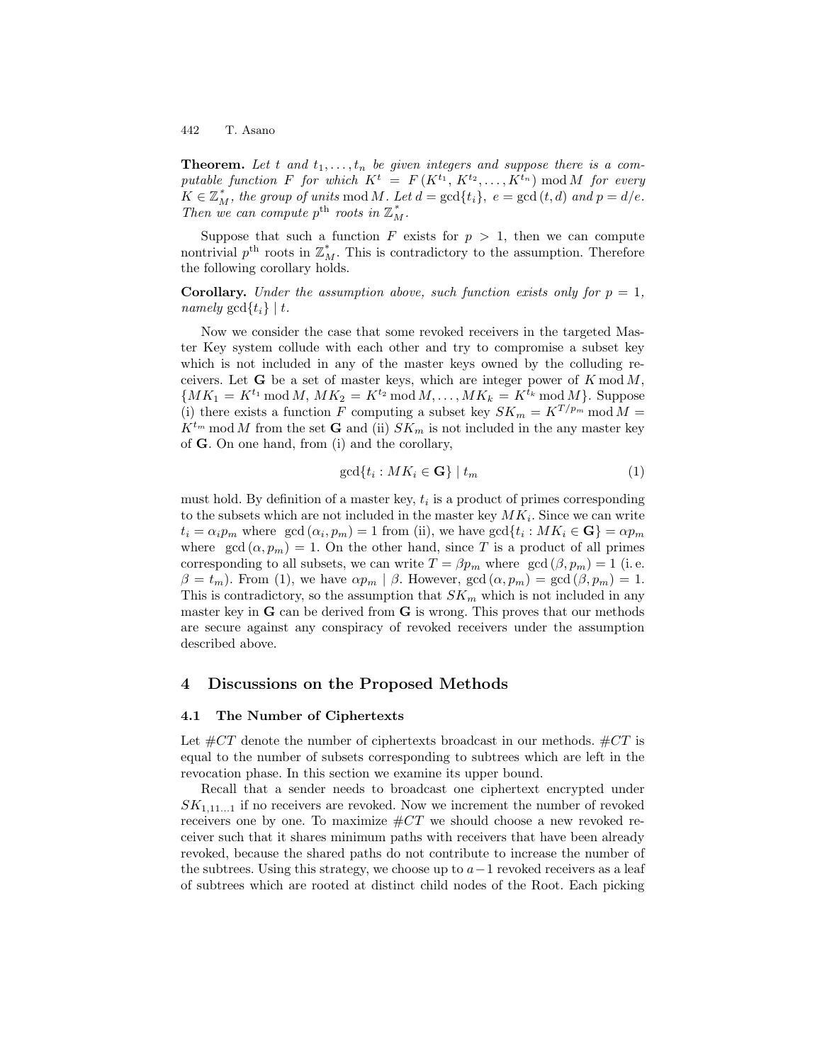**Theorem.** *Let $t$ and $t_1, \ldots, t_n$ be given integers and suppose there is a computable function $F$ for which $K^t = F(K^{t_1}, K^{t_2}, \ldots, K^{t_n}) \bmod M$ for every $K \in \mathbb{Z}_M^*$, the group of units $\bmod M$. Let $d = \gcd\{t_i\}$, $e = \gcd(t, d)$ and $p = d/e$. Then we can compute $p^{\text{th}}$ roots in $\mathbb{Z}_M^*$.*

Suppose that such a function $F$ exists for $p > 1$, then we can compute nontrivial $p^{\text{th}}$ roots in $\mathbb{Z}_M^*$. This is contradictory to the assumption. Therefore the following corollary holds.

**Corollary.** *Under the assumption above, such function exists only for $p = 1$, namely $\gcd\{t_i\} \mid t$.*

Now we consider the case that some revoked receivers in the targeted Master Key system collude with each other and try to compromise a subset key which is not included in any of the master keys owned by the colluding receivers. Let $\mathbf{G}$ be a set of master keys, which are integer power of $K \bmod M$, $\{MK_1 = K^{t_1} \bmod M, MK_2 = K^{t_2} \bmod M, \ldots, MK_k = K^{t_k} \bmod M\}$. Suppose (i) there exists a function $F$ computing a subset key $SK_m = K^{T/p_m} \bmod M = K^{t_m} \bmod M$ from the set $\mathbf{G}$ and (ii) $SK_m$ is not included in the any master key of $\mathbf{G}$. On one hand, from (i) and the corollary,

$$\gcd\{t_i : MK_i \in \mathbf{G}\} \mid t_m \tag{1}$$

must hold. By definition of a master key, $t_i$ is a product of primes corresponding to the subsets which are not included in the master key $MK_i$. Since we can write $t_i = \alpha_i p_m$ where $\gcd(\alpha_i, p_m) = 1$ from (ii), we have $\gcd\{t_i : MK_i \in \mathbf{G}\} = \alpha p_m$ where $\gcd(\alpha, p_m) = 1$. On the other hand, since $T$ is a product of all primes corresponding to all subsets, we can write $T = \beta p_m$ where $\gcd(\beta, p_m) = 1$ (i. e. $\beta = t_m$). From (1), we have $\alpha p_m \mid \beta$. However, $\gcd(\alpha, p_m) = \gcd(\beta, p_m) = 1$. This is contradictory, so the assumption that $SK_m$ which is not included in any master key in $\mathbf{G}$ can be derived from $\mathbf{G}$ is wrong. This proves that our methods are secure against any conspiracy of revoked receivers under the assumption described above.

## 4 Discussions on the Proposed Methods

### 4.1 The Number of Ciphertexts

Let $\#CT$ denote the number of ciphertexts broadcast in our methods. $\#CT$ is equal to the number of subsets corresponding to subtrees which are left in the revocation phase. In this section we examine its upper bound.

Recall that a sender needs to broadcast one ciphertext encrypted under $SK_{1,11\ldots1}$ if no receivers are revoked. Now we increment the number of revoked receivers one by one. To maximize $\#CT$ we should choose a new revoked receiver such that it shares minimum paths with receivers that have been already revoked, because the shared paths do not contribute to increase the number of the subtrees. Using this strategy, we choose up to $a-1$ revoked receivers as a leaf of subtrees which are rooted at distinct child nodes of the Root. Each picking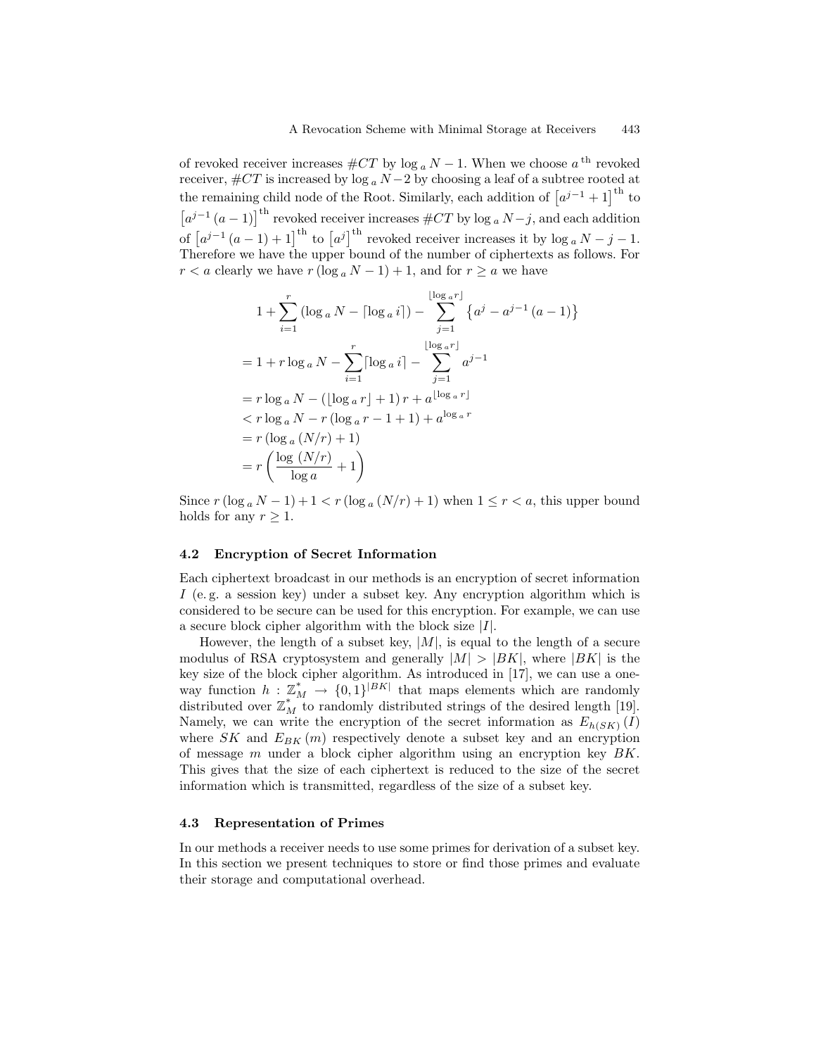of revoked receiver increases $\#CT$ by $\log_a N - 1$. When we choose $a^{\text{th}}$ revoked receiver, $\#CT$ is increased by $\log_a N - 2$ by choosing a leaf of a subtree rooted at the remaining child node of the Root. Similarly, each addition of $\left[a^{j-1}+1\right]^{\text{th}}$ to $\left[a^{j-1}(a-1)\right]^{\text{th}}$ revoked receiver increases $\#CT$ by $\log_a N - j$, and each addition of $\left[a^{j-1}(a-1)+1\right]^{\text{th}}$ to $\left[a^{j}\right]^{\text{th}}$ revoked receiver increases it by $\log_a N - j - 1$. Therefore we have the upper bound of the number of ciphertexts as follows. For $r < a$ clearly we have $r(\log_a N - 1) + 1$, and for $r \geq a$ we have

$$
\begin{aligned}
&1 + \sum_{i=1}^{r} \left(\log_a N - \lceil \log_a i \rceil\right) - \sum_{j=1}^{\lfloor \log_a r \rfloor} \left\{ a^j - a^{j-1}(a-1) \right\} \\
&= 1 + r \log_a N - \sum_{i=1}^{r} \lceil \log_a i \rceil - \sum_{j=1}^{\lfloor \log_a r \rfloor} a^{j-1} \\
&= r \log_a N - \left(\lfloor \log_a r \rfloor + 1\right) r + a^{\lfloor \log_a r \rfloor} \\
&< r \log_a N - r\left(\log_a r - 1 + 1\right) + a^{\log_a r} \\
&= r\left(\log_a (N/r) + 1\right) \\
&= r\left(\frac{\log (N/r)}{\log a} + 1\right)
\end{aligned}
$$

Since $r(\log_a N - 1) + 1 < r(\log_a (N/r) + 1)$ when $1 \leq r < a$, this upper bound holds for any $r \geq 1$.

### 4.2 Encryption of Secret Information

Each ciphertext broadcast in our methods is an encryption of secret information $I$ (e. g. a session key) under a subset key. Any encryption algorithm which is considered to be secure can be used for this encryption. For example, we can use a secure block cipher algorithm with the block size $|I|$.

However, the length of a subset key, $|M|$, is equal to the length of a secure modulus of RSA cryptosystem and generally $|M| > |BK|$, where $|BK|$ is the key size of the block cipher algorithm. As introduced in [17], we can use a one-way function $h : \mathbb{Z}_M^* \to \{0,1\}^{|BK|}$ that maps elements which are randomly distributed over $\mathbb{Z}_M^*$ to randomly distributed strings of the desired length [19]. Namely, we can write the encryption of the secret information as $E_{h(SK)}(I)$ where $SK$ and $E_{BK}(m)$ respectively denote a subset key and an encryption of message $m$ under a block cipher algorithm using an encryption key $BK$. This gives that the size of each ciphertext is reduced to the size of the secret information which is transmitted, regardless of the size of a subset key.

### 4.3 Representation of Primes

In our methods a receiver needs to use some primes for derivation of a subset key. In this section we present techniques to store or find those primes and evaluate their storage and computational overhead.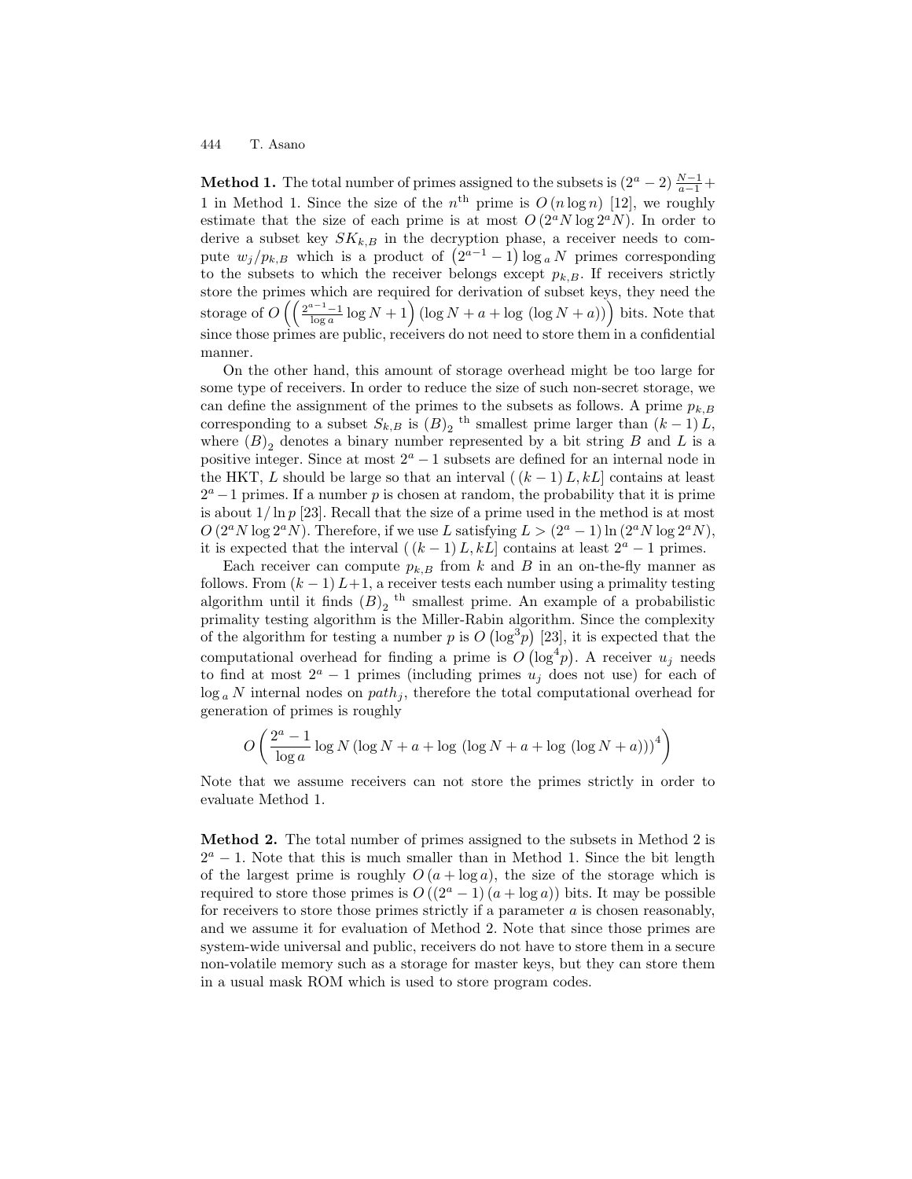**Method 1.** The total number of primes assigned to the subsets is $(2^a - 2)\frac{N-1}{a-1} + 1$ in Method 1. Since the size of the $n^{\text{th}}$ prime is $O(n \log n)$ [12], we roughly estimate that the size of each prime is at most $O(2^a N \log 2^a N)$. In order to derive a subset key $SK_{k,B}$ in the decryption phase, a receiver needs to compute $w_j/p_{k,B}$ which is a product of $\left(2^{a-1} - 1\right)\log_a N$ primes corresponding to the subsets to which the receiver belongs except $p_{k,B}$. If receivers strictly store the primes which are required for derivation of subset keys, they need the storage of $O\left(\left(\frac{2^{a-1}-1}{\log a}\log N + 1\right)(\log N + a + \log(\log N + a))\right)$ bits. Note that since those primes are public, receivers do not need to store them in a confidential manner.

On the other hand, this amount of storage overhead might be too large for some type of receivers. In order to reduce the size of such non-secret storage, we can define the assignment of the primes to the subsets as follows. A prime $p_{k,B}$ corresponding to a subset $S_{k,B}$ is $(B)_2$ $^{\text{th}}$ smallest prime larger than $(k-1)L$, where $(B)_2$ denotes a binary number represented by a bit string $B$ and $L$ is a positive integer. Since at most $2^a - 1$ subsets are defined for an internal node in the HKT, $L$ should be large so that an interval $((k-1)L, kL]$ contains at least $2^a - 1$ primes. If a number $p$ is chosen at random, the probability that it is prime is about $1/\ln p$ [23]. Recall that the size of a prime used in the method is at most $O(2^a N \log 2^a N)$. Therefore, if we use $L$ satisfying $L > (2^a - 1)\ln(2^a N \log 2^a N)$, it is expected that the interval $((k-1)L, kL]$ contains at least $2^a - 1$ primes.

Each receiver can compute $p_{k,B}$ from $k$ and $B$ in an on-the-fly manner as follows. From $(k-1)L+1$, a receiver tests each number using a primality testing algorithm until it finds $(B)_2$ $^{\text{th}}$ smallest prime. An example of a probabilistic primality testing algorithm is the Miller-Rabin algorithm. Since the complexity of the algorithm for testing a number $p$ is $O\left(\log^3 p\right)$ [23], it is expected that the computational overhead for finding a prime is $O\left(\log^4 p\right)$. A receiver $u_j$ needs to find at most $2^a - 1$ primes (including primes $u_j$ does not use) for each of $\log_a N$ internal nodes on $path_j$, therefore the total computational overhead for generation of primes is roughly

$$O\left(\frac{2^a - 1}{\log a}\log N\left(\log N + a + \log\left(\log N + a + \log\left(\log N + a\right)\right)\right)^4\right)$$

Note that we assume receivers can not store the primes strictly in order to evaluate Method 1.

**Method 2.** The total number of primes assigned to the subsets in Method 2 is $2^a - 1$. Note that this is much smaller than in Method 1. Since the bit length of the largest prime is roughly $O(a + \log a)$, the size of the storage which is required to store those primes is $O((2^a - 1)(a + \log a))$ bits. It may be possible for receivers to store those primes strictly if a parameter $a$ is chosen reasonably, and we assume it for evaluation of Method 2. Note that since those primes are system-wide universal and public, receivers do not have to store them in a secure non-volatile memory such as a storage for master keys, but they can store them in a usual mask ROM which is used to store program codes.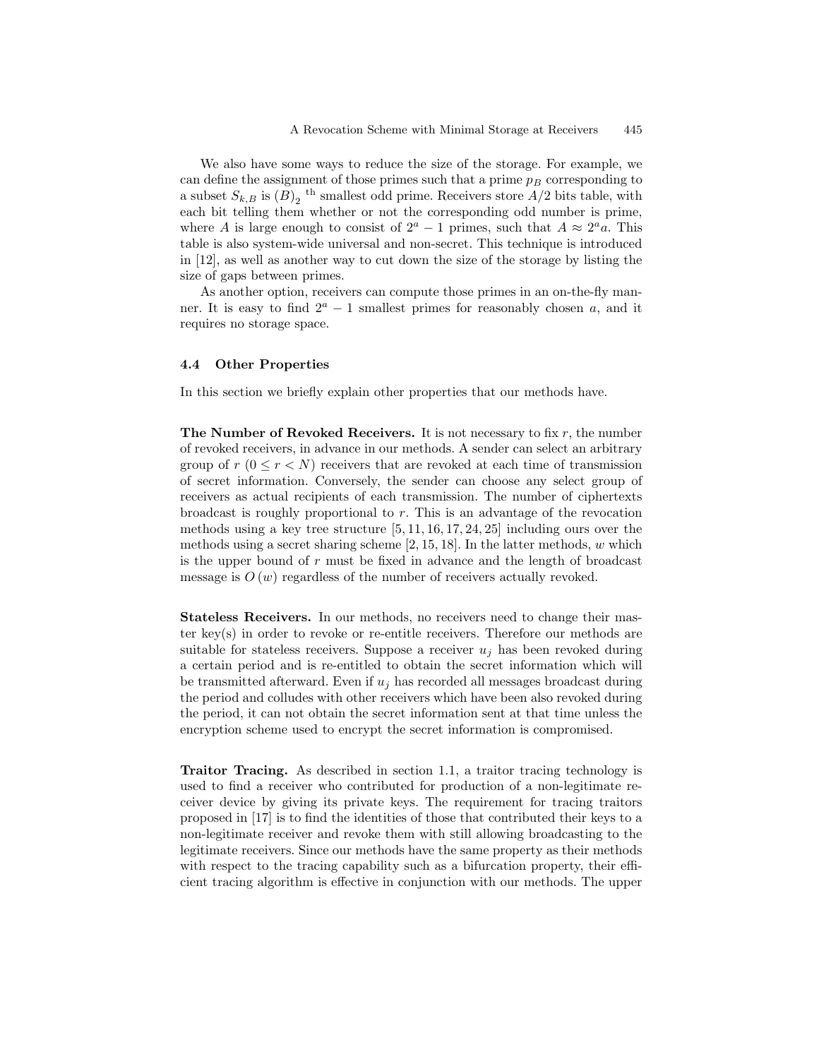We also have some ways to reduce the size of the storage. For example, we can define the assignment of those primes such that a prime $p_B$ corresponding to a subset $S_{k,B}$ is $(B)_2$ $^{\text{th}}$ smallest odd prime. Receivers store $A/2$ bits table, with each bit telling them whether or not the corresponding odd number is prime, where $A$ is large enough to consist of $2^a - 1$ primes, such that $A \approx 2^a a$. This table is also system-wide universal and non-secret. This technique is introduced in [12], as well as another way to cut down the size of the storage by listing the size of gaps between primes.

As another option, receivers can compute those primes in an on-the-fly manner. It is easy to find $2^a - 1$ smallest primes for reasonably chosen $a$, and it requires no storage space.

### 4.4 Other Properties

In this section we briefly explain other properties that our methods have.

**The Number of Revoked Receivers.** It is not necessary to fix $r$, the number of revoked receivers, in advance in our methods. A sender can select an arbitrary group of $r$ $(0 \leq r < N)$ receivers that are revoked at each time of transmission of secret information. Conversely, the sender can choose any select group of receivers as actual recipients of each transmission. The number of ciphertexts broadcast is roughly proportional to $r$. This is an advantage of the revocation methods using a key tree structure [5, 11, 16, 17, 24, 25] including ours over the methods using a secret sharing scheme [2, 15, 18]. In the latter methods, $w$ which is the upper bound of $r$ must be fixed in advance and the length of broadcast message is $O(w)$ regardless of the number of receivers actually revoked.

**Stateless Receivers.** In our methods, no receivers need to change their master key(s) in order to revoke or re-entitle receivers. Therefore our methods are suitable for stateless receivers. Suppose a receiver $u_j$ has been revoked during a certain period and is re-entitled to obtain the secret information which will be transmitted afterward. Even if $u_j$ has recorded all messages broadcast during the period and colludes with other receivers which have been also revoked during the period, it can not obtain the secret information sent at that time unless the encryption scheme used to encrypt the secret information is compromised.

**Traitor Tracing.** As described in section 1.1, a traitor tracing technology is used to find a receiver who contributed for production of a non-legitimate receiver device by giving its private keys. The requirement for tracing traitors proposed in [17] is to find the identities of those that contributed their keys to a non-legitimate receiver and revoke them with still allowing broadcasting to the legitimate receivers. Since our methods have the same property as their methods with respect to the tracing capability such as a bifurcation property, their efficient tracing algorithm is effective in conjunction with our methods. The upper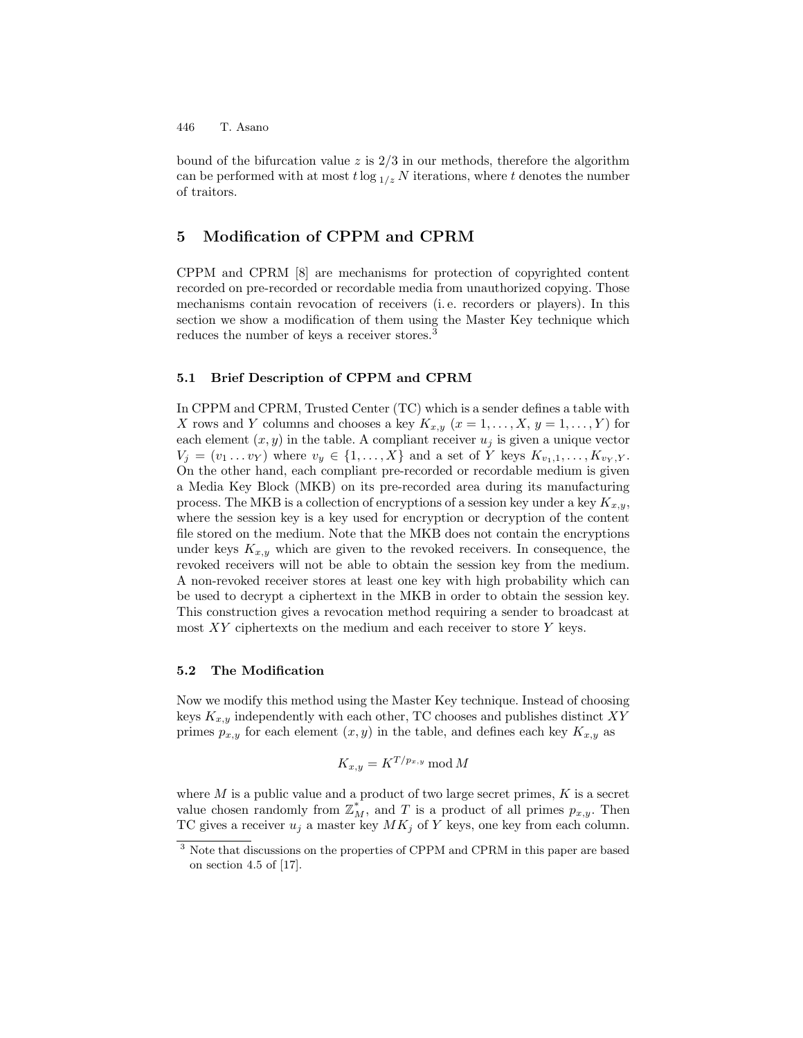bound of the bifurcation value $z$ is $2/3$ in our methods, therefore the algorithm can be performed with at most $t \log_{1/z} N$ iterations, where $t$ denotes the number of traitors.

## 5 Modification of CPPM and CPRM

CPPM and CPRM [8] are mechanisms for protection of copyrighted content recorded on pre-recorded or recordable media from unauthorized copying. Those mechanisms contain revocation of receivers (i.e. recorders or players). In this section we show a modification of them using the Master Key technique which reduces the number of keys a receiver stores.[3]

### 5.1 Brief Description of CPPM and CPRM

In CPPM and CPRM, Trusted Center (TC) which is a sender defines a table with $X$ rows and $Y$ columns and chooses a key $K_{x,y}$ ($x = 1, \ldots, X$, $y = 1, \ldots, Y$) for each element $(x, y)$ in the table. A compliant receiver $u_j$ is given a unique vector $V_j = (v_1 \ldots v_Y)$ where $v_y \in \{1, \ldots, X\}$ and a set of $Y$ keys $K_{v_1,1}, \ldots, K_{v_Y,Y}$. On the other hand, each compliant pre-recorded or recordable medium is given a Media Key Block (MKB) on its pre-recorded area during its manufacturing process. The MKB is a collection of encryptions of a session key under a key $K_{x,y}$, where the session key is a key used for encryption or decryption of the content file stored on the medium. Note that the MKB does not contain the encryptions under keys $K_{x,y}$ which are given to the revoked receivers. In consequence, the revoked receivers will not be able to obtain the session key from the medium. A non-revoked receiver stores at least one key with high probability which can be used to decrypt a ciphertext in the MKB in order to obtain the session key. This construction gives a revocation method requiring a sender to broadcast at most $XY$ ciphertexts on the medium and each receiver to store $Y$ keys.

### 5.2 The Modification

Now we modify this method using the Master Key technique. Instead of choosing keys $K_{x,y}$ independently with each other, TC chooses and publishes distinct $XY$ primes $p_{x,y}$ for each element $(x, y)$ in the table, and defines each key $K_{x,y}$ as

$$K_{x,y} = K^{T/p_{x,y}} \bmod M$$

where $M$ is a public value and a product of two large secret primes, $K$ is a secret value chosen randomly from $\mathbb{Z}_M^*$, and $T$ is a product of all primes $p_{x,y}$. Then TC gives a receiver $u_j$ a master key $MK_j$ of $Y$ keys, one key from each column.

[3] Note that discussions on the properties of CPPM and CPRM in this paper are based on section 4.5 of [17].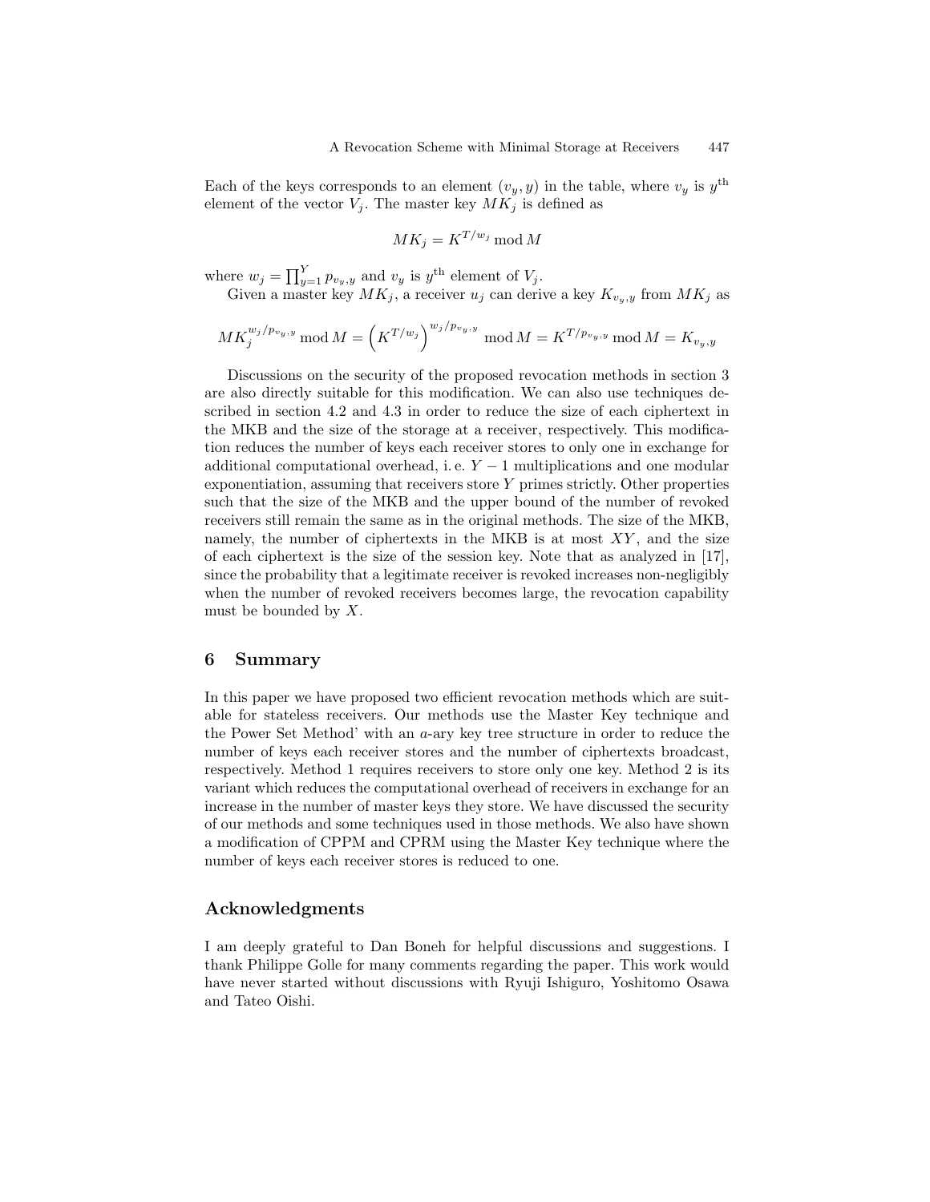Each of the keys corresponds to an element $(v_y, y)$ in the table, where $v_y$ is $y^{\text{th}}$ element of the vector $V_j$. The master key $MK_j$ is defined as

$$MK_j = K^{T/w_j} \bmod M$$

where $w_j = \prod_{y=1}^{Y} p_{v_y,y}$ and $v_y$ is $y^{\text{th}}$ element of $V_j$.

Given a master key $MK_j$, a receiver $u_j$ can derive a key $K_{v_y,y}$ from $MK_j$ as

$$MK_j^{w_j/p_{v_y,y}} \bmod M = \left(K^{T/w_j}\right)^{w_j/p_{v_y,y}} \bmod M = K^{T/p_{v_y,y}} \bmod M = K_{v_y,y}$$

Discussions on the security of the proposed revocation methods in section 3 are also directly suitable for this modification. We can also use techniques described in section 4.2 and 4.3 in order to reduce the size of each ciphertext in the MKB and the size of the storage at a receiver, respectively. This modification reduces the number of keys each receiver stores to only one in exchange for additional computational overhead, i. e. $Y - 1$ multiplications and one modular exponentiation, assuming that receivers store $Y$ primes strictly. Other properties such that the size of the MKB and the upper bound of the number of revoked receivers still remain the same as in the original methods. The size of the MKB, namely, the number of ciphertexts in the MKB is at most $XY$, and the size of each ciphertext is the size of the session key. Note that as analyzed in [17], since the probability that a legitimate receiver is revoked increases non-negligibly when the number of revoked receivers becomes large, the revocation capability must be bounded by $X$.

## 6 Summary

In this paper we have proposed two efficient revocation methods which are suitable for stateless receivers. Our methods use the Master Key technique and the Power Set Method' with an $a$-ary key tree structure in order to reduce the number of keys each receiver stores and the number of ciphertexts broadcast, respectively. Method 1 requires receivers to store only one key. Method 2 is its variant which reduces the computational overhead of receivers in exchange for an increase in the number of master keys they store. We have discussed the security of our methods and some techniques used in those methods. We also have shown a modification of CPPM and CPRM using the Master Key technique where the number of keys each receiver stores is reduced to one.

## Acknowledgments

I am deeply grateful to Dan Boneh for helpful discussions and suggestions. I thank Philippe Golle for many comments regarding the paper. This work would have never started without discussions with Ryuji Ishiguro, Yoshitomo Osawa and Tateo Oishi.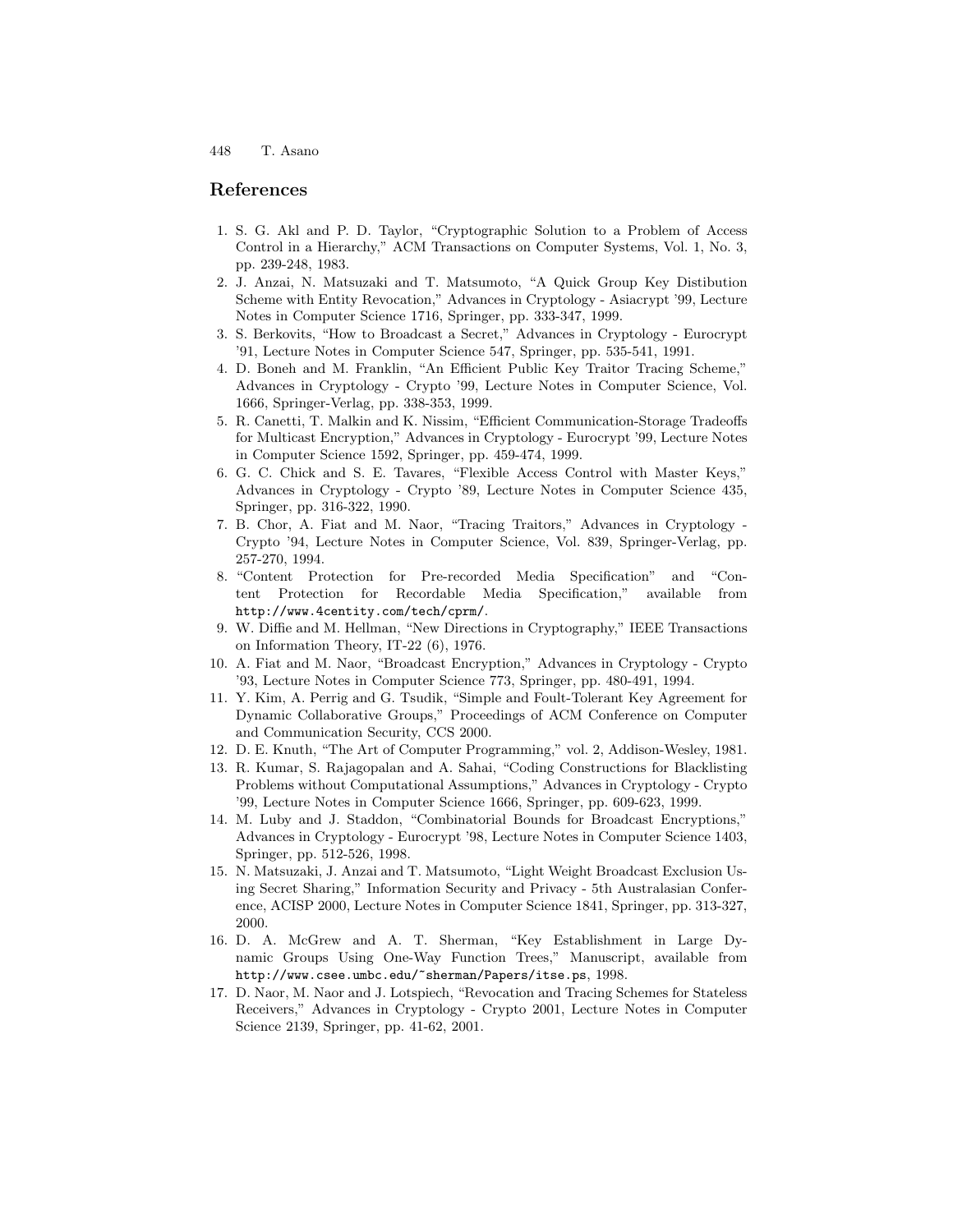## References

1. S. G. Akl and P. D. Taylor, "Cryptographic Solution to a Problem of Access Control in a Hierarchy," ACM Transactions on Computer Systems, Vol. 1, No. 3, pp. 239-248, 1983.
2. J. Anzai, N. Matsuzaki and T. Matsumoto, "A Quick Group Key Distibution Scheme with Entity Revocation," Advances in Cryptology - Asiacrypt '99, Lecture Notes in Computer Science 1716, Springer, pp. 333-347, 1999.
3. S. Berkovits, "How to Broadcast a Secret," Advances in Cryptology - Eurocrypt '91, Lecture Notes in Computer Science 547, Springer, pp. 535-541, 1991.
4. D. Boneh and M. Franklin, "An Efficient Public Key Traitor Tracing Scheme," Advances in Cryptology - Crypto '99, Lecture Notes in Computer Science, Vol. 1666, Springer-Verlag, pp. 338-353, 1999.
5. R. Canetti, T. Malkin and K. Nissim, "Efficient Communication-Storage Tradeoffs for Multicast Encryption," Advances in Cryptology - Eurocrypt '99, Lecture Notes in Computer Science 1592, Springer, pp. 459-474, 1999.
6. G. C. Chick and S. E. Tavares, "Flexible Access Control with Master Keys," Advances in Cryptology - Crypto '89, Lecture Notes in Computer Science 435, Springer, pp. 316-322, 1990.
7. B. Chor, A. Fiat and M. Naor, "Tracing Traitors," Advances in Cryptology - Crypto '94, Lecture Notes in Computer Science, Vol. 839, Springer-Verlag, pp. 257-270, 1994.
8. "Content Protection for Pre-recorded Media Specification" and "Content Protection for Recordable Media Specification," available from `http://www.4centity.com/tech/cprm/`.
9. W. Diffie and M. Hellman, "New Directions in Cryptography," IEEE Transactions on Information Theory, IT-22 (6), 1976.
10. A. Fiat and M. Naor, "Broadcast Encryption," Advances in Cryptology - Crypto '93, Lecture Notes in Computer Science 773, Springer, pp. 480-491, 1994.
11. Y. Kim, A. Perrig and G. Tsudik, "Simple and Foult-Tolerant Key Agreement for Dynamic Collaborative Groups," Proceedings of ACM Conference on Computer and Communication Security, CCS 2000.
12. D. E. Knuth, "The Art of Computer Programming," vol. 2, Addison-Wesley, 1981.
13. R. Kumar, S. Rajagopalan and A. Sahai, "Coding Constructions for Blacklisting Problems without Computational Assumptions," Advances in Cryptology - Crypto '99, Lecture Notes in Computer Science 1666, Springer, pp. 609-623, 1999.
14. M. Luby and J. Staddon, "Combinatorial Bounds for Broadcast Encryptions," Advances in Cryptology - Eurocrypt '98, Lecture Notes in Computer Science 1403, Springer, pp. 512-526, 1998.
15. N. Matsuzaki, J. Anzai and T. Matsumoto, "Light Weight Broadcast Exclusion Using Secret Sharing," Information Security and Privacy - 5th Australasian Conference, ACISP 2000, Lecture Notes in Computer Science 1841, Springer, pp. 313-327, 2000.
16. D. A. McGrew and A. T. Sherman, "Key Establishment in Large Dynamic Groups Using One-Way Function Trees," Manuscript, available from `http://www.csee.umbc.edu/~sherman/Papers/itse.ps`, 1998.
17. D. Naor, M. Naor and J. Lotspiech, "Revocation and Tracing Schemes for Stateless Receivers," Advances in Cryptology - Crypto 2001, Lecture Notes in Computer Science 2139, Springer, pp. 41-62, 2001.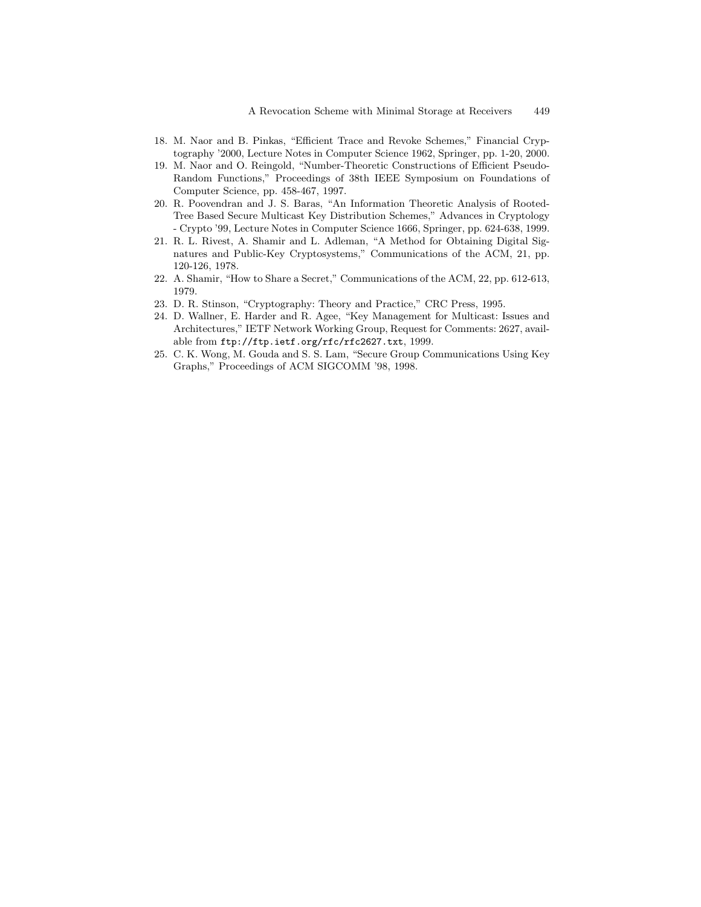18. M. Naor and B. Pinkas, "Efficient Trace and Revoke Schemes," Financial Cryptography '2000, Lecture Notes in Computer Science 1962, Springer, pp. 1-20, 2000.
19. M. Naor and O. Reingold, "Number-Theoretic Constructions of Efficient Pseudo-Random Functions," Proceedings of 38th IEEE Symposium on Foundations of Computer Science, pp. 458-467, 1997.
20. R. Poovendran and J. S. Baras, "An Information Theoretic Analysis of Rooted-Tree Based Secure Multicast Key Distribution Schemes," Advances in Cryptology - Crypto '99, Lecture Notes in Computer Science 1666, Springer, pp. 624-638, 1999.
21. R. L. Rivest, A. Shamir and L. Adleman, "A Method for Obtaining Digital Signatures and Public-Key Cryptosystems," Communications of the ACM, 21, pp. 120-126, 1978.
22. A. Shamir, "How to Share a Secret," Communications of the ACM, 22, pp. 612-613, 1979.
23. D. R. Stinson, "Cryptography: Theory and Practice," CRC Press, 1995.
24. D. Wallner, E. Harder and R. Agee, "Key Management for Multicast: Issues and Architectures," IETF Network Working Group, Request for Comments: 2627, available from `ftp://ftp.ietf.org/rfc/rfc2627.txt`, 1999.
25. C. K. Wong, M. Gouda and S. S. Lam, "Secure Group Communications Using Key Graphs," Proceedings of ACM SIGCOMM '98, 1998.